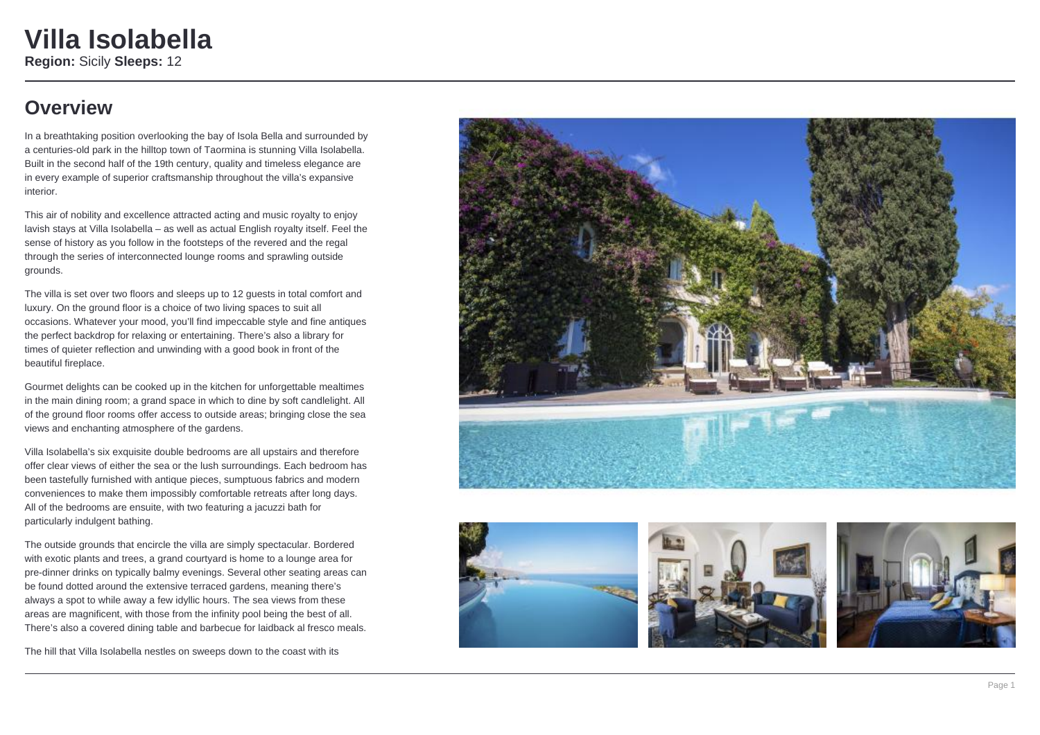# Villa Isolabella

**Region:** Sicily **Sleeps:** 12

## Overview

In a breathtaking position overlooking the bay of Isola Bella and surrounded by a centuries-old park in the hilltop town of Taormina is stunning Villa Isolabella. Built in the second half of the 19th century, quality and timeless elegance are in every example of superior craftsmanship throughout the villa's expansive interior.

This air of nobility and excellence attracted acting and music royalty to enjoy lavish stays at Villa Isolabella – as well as actual English royalty itself. Feel the sense of history as you follow in the footsteps of the revered and the regal through the series of interconnected lounge rooms and sprawling outside grounds.

The villa is set over two floors and sleeps up to 12 guests in total comfort and luxury. On the ground floor is a choice of two living spaces to suit all occasions. Whatever your mood, you'll find impeccable style and fine antiques the perfect backdrop for relaxing or entertaining. There's also a library for times of quieter reflection and unwinding with a good book in front of the beautiful fireplace.

Gourmet delights can be cooked up in the kitchen for unforgettable mealtimes in the main dining room; a grand space in which to dine by soft candlelight. All of the ground floor rooms offer access to outside areas; bringing close the sea views and enchanting atmosphere of the gardens.

Villa Isolabella's six exquisite double bedrooms are all upstairs and therefore offer clear views of either the sea or the lush surroundings. Each bedroom has been tastefully furnished with antique pieces, sumptuous fabrics and modern conveniences to make them impossibly comfortable retreats after long days. All of the bedrooms are ensuite, with two featuring a jacuzzi bath for particularly indulgent bathing.

The outside grounds that encircle the villa are simply spectacular. Bordered with exotic plants and trees, a grand courtyard is home to a lounge area for pre-dinner drinks on typically balmy evenings. Several other seating areas can be found dotted around the extensive terraced gardens, meaning there's always a spot to while away a few idyllic hours. The sea views from these areas are magnificent, with those from the infinity pool being the best of all. There's also a covered dining table and barbecue for laidback al fresco meals.

The hill that Villa Isolabella nestles on sweeps down to the coast with its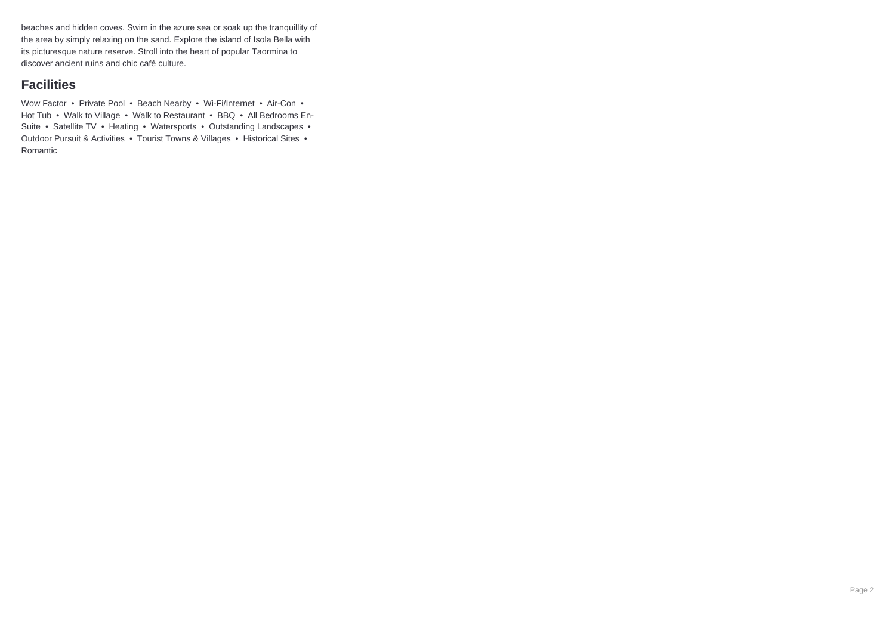beaches and hidden coves. Swim in the azure sea or soak up the tranquillity of the area by simply relaxing on the sand. Explore the island of Isola Bella with its picturesque nature reserve. Stroll into the heart of popular Taormina to discover ancient ruins and chic café culture.

## Facilities

Wow Factor • Private Pool • Beach Nearby • Wi-Fi/Internet • Air-Con • Hot Tub • Walk to Village • Walk to Restaurant • BBQ • All Bedrooms En-Suite • Satellite TV • Heating • Watersports • Outstanding Landscapes • Outdoor Pursuit & Activities • Tourist Towns & Villages • Historical Sites • Romantic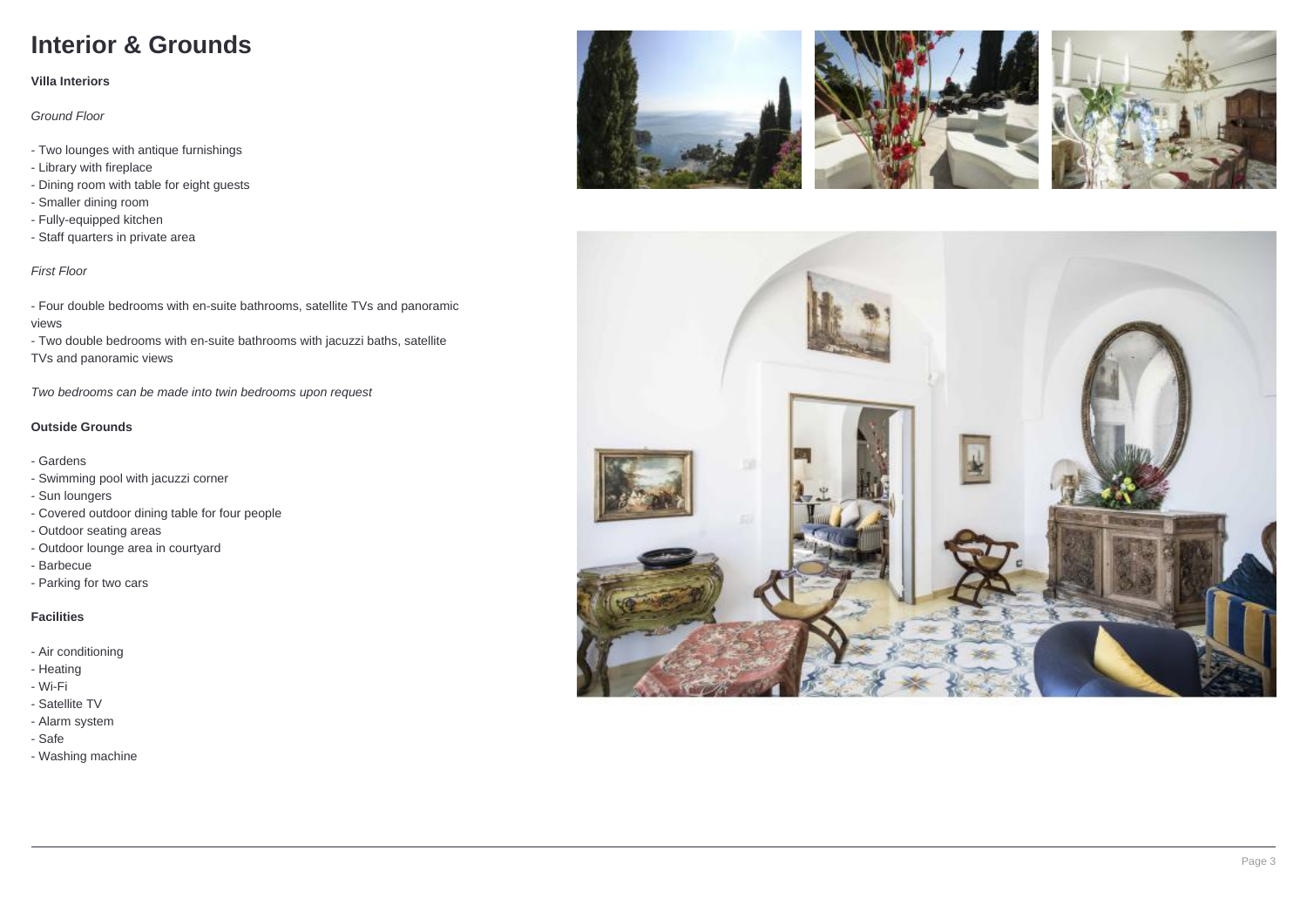# Interior & Grounds

**Villa Interiors**

*Ground Floor*

- Two lounges with antique furnishings
- Library with fireplace
- Dining room with table for eight guests
- Smaller dining room
- Fully-equipped kitchen
- Staff quarters in private area

*First Floor*

- Four double bedrooms with en-suite bathrooms, satellite TVs and panoramic views
- Two double bedrooms with en-suite bathrooms with jacuzzi baths, satellite TVs and panoramic views

*Two bedrooms can be made into twin bedrooms upon request*

**Outside Grounds**

- Gardens
- Swimming pool with jacuzzi corner
- Sun loungers
- Covered outdoor dining table for four people
- Outdoor seating areas
- Outdoor lounge area in courtyard
- Barbecue
- Parking for two cars

**Facilities**

- Air conditioning
- Heating
- Wi-Fi
- Satellite TV
- Alarm system
- Safe
- Washing machine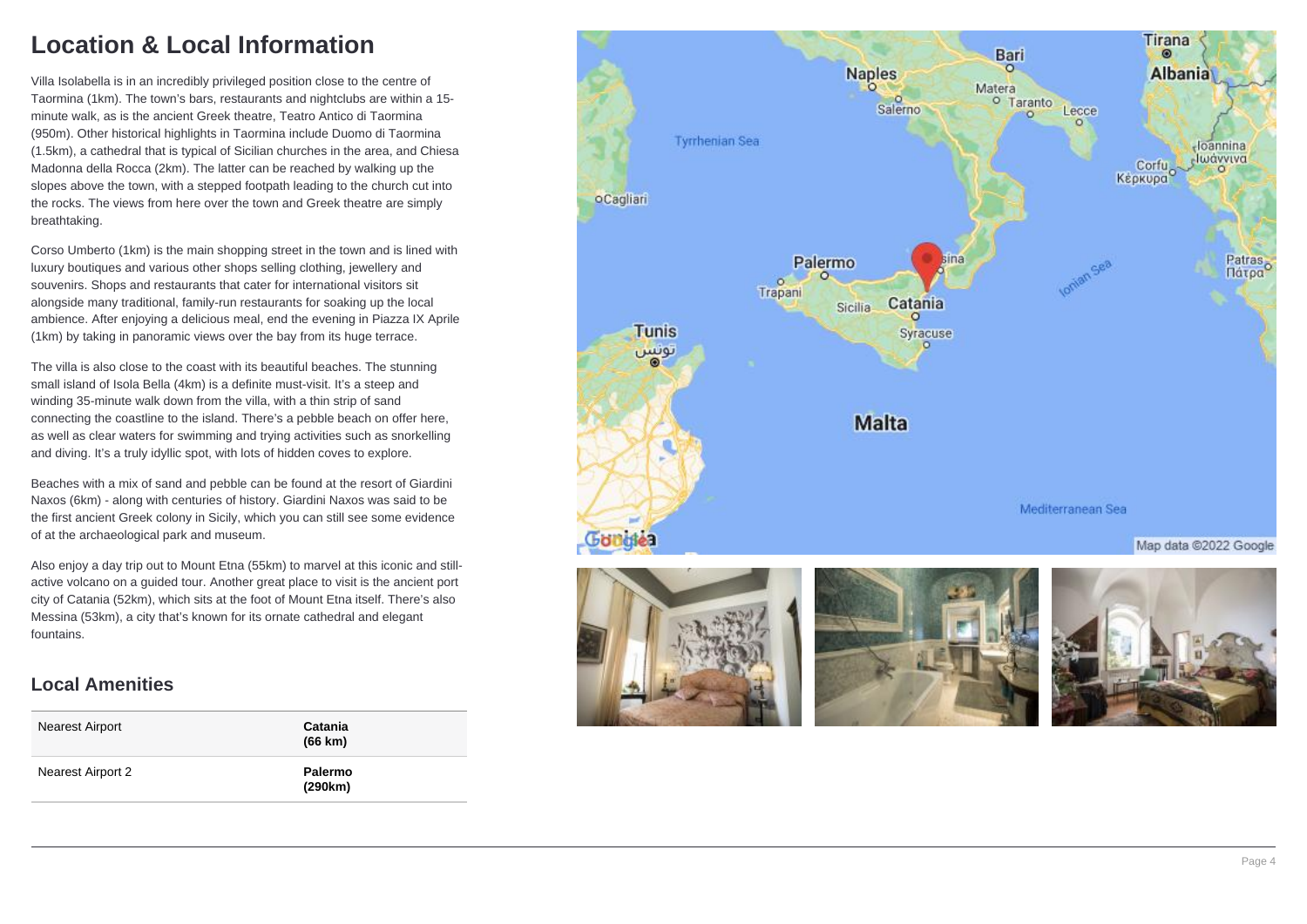# Location & Local Information

Villa Isolabella is in an incredibly privileged position close to the centre of Taormina (1km). The town's bars, restaurants and nightclubs are within a 15-minute walk, as is the ancient Greek theatre, Teatro Antico di Taormina (950m). Other historical highlights in Taormina include Duomo di Taormina (1.5km), a cathedral that is typical of Sicilian churches in the area, and Chiesa Madonna della Rocca (2km). The latter can be reached by walking up the slopes above the town, with a stepped footpath leading to the church cut into the rocks. The views from here over the town and Greek theatre are simply breathtaking.

Corso Umberto (1km) is the main shopping street in the town and is lined with luxury boutiques and various other shops selling clothing, jewellery and souvenirs. Shops and restaurants that cater for international visitors sit alongside many traditional, family-run restaurants for soaking up the local ambience. After enjoying a delicious meal, end the evening in Piazza IX Aprile (1km) by taking in panoramic views over the bay from its huge terrace.

The villa is also close to the coast with its beautiful beaches. The stunning small island of Isola Bella (4km) is a definite must-visit. It's a steep and winding 35-minute walk down from the villa, with a thin strip of sand connecting the coastline to the island. There's a pebble beach on offer here, as well as clear waters for swimming and trying activities such as snorkelling and diving. It's a truly idyllic spot, with lots of hidden coves to explore.

Beaches with a mix of sand and pebble can be found at the resort of Giardini Naxos (6km) - along with centuries of history. Giardini Naxos was said to be the first ancient Greek colony in Sicily, which you can still see some evidence of at the archaeological park and museum.

Also enjoy a day trip out to Mount Etna (55km) to marvel at this iconic and still-active volcano on a guided tour. Another great place to visit is the ancient port city of Catania (52km), which sits at the foot of Mount Etna itself. There's also Messina (53km), a city that's known for its ornate cathedral and elegant fountains.

## Local Amenities

| | |
|---|---|
| Nearest Airport | **Catania (66 km)** |
| Nearest Airport 2 | **Palermo (290km)** |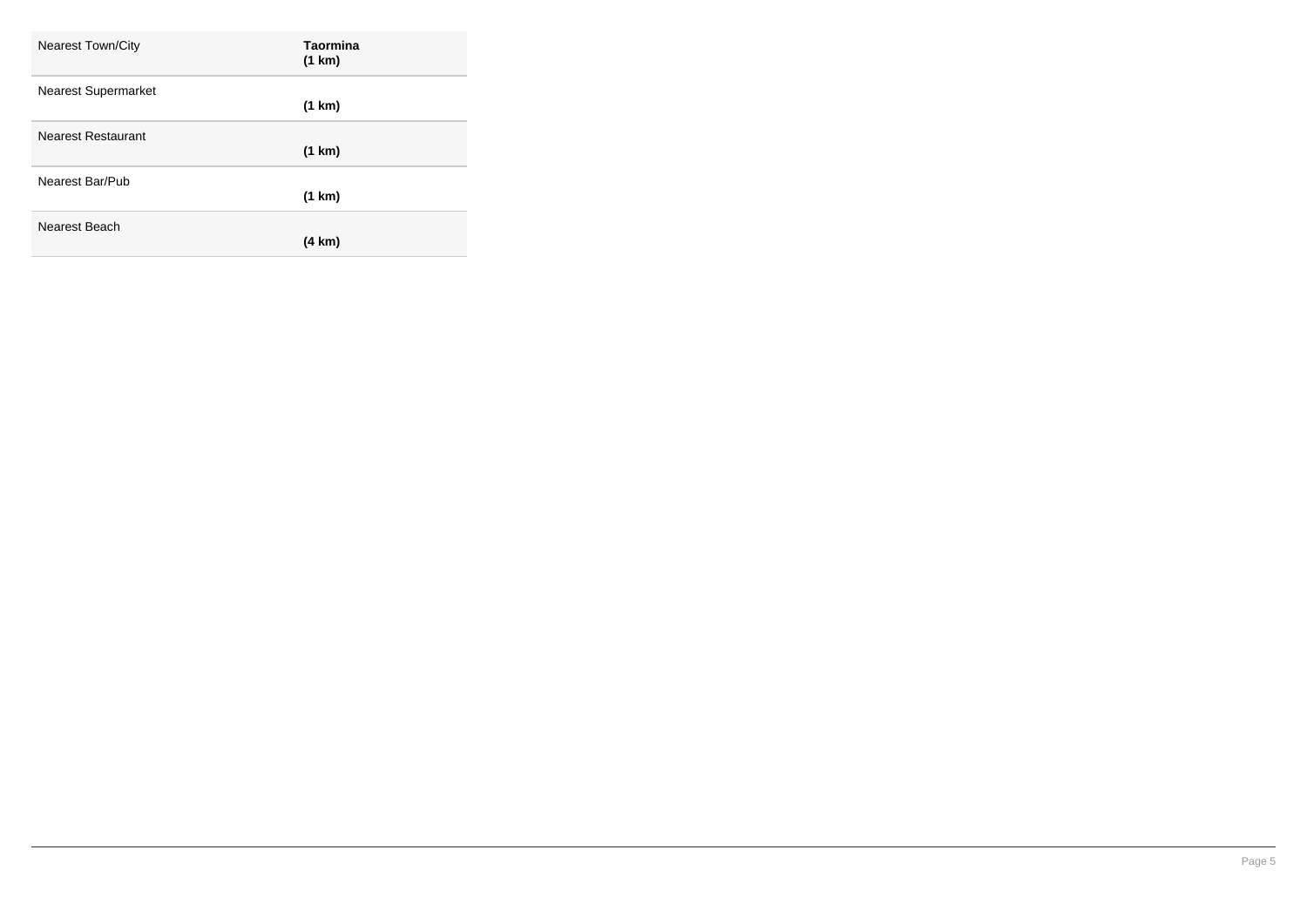| | |
|---|---|
| Nearest Town/City | **Taormina (1 km)** |
| Nearest Supermarket | **(1 km)** |
| Nearest Restaurant | **(1 km)** |
| Nearest Bar/Pub | **(1 km)** |
| Nearest Beach | **(4 km)** |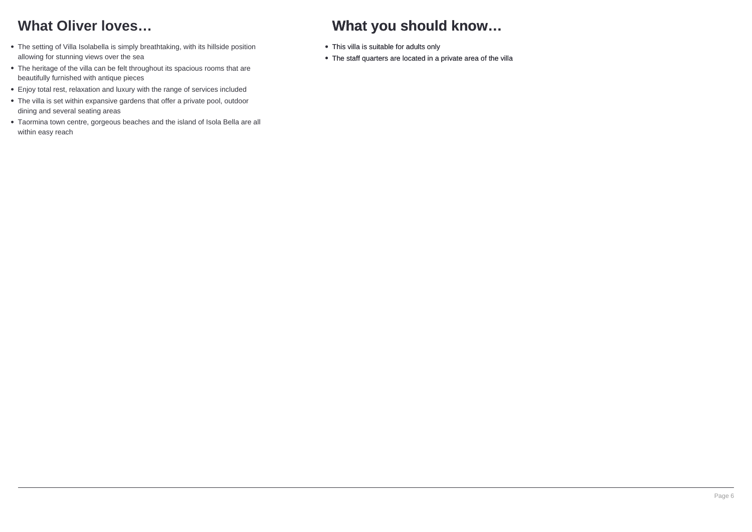## What Oliver loves…

- The setting of Villa Isolabella is simply breathtaking, with its hillside position allowing for stunning views over the sea
- The heritage of the villa can be felt throughout its spacious rooms that are beautifully furnished with antique pieces
- Enjoy total rest, relaxation and luxury with the range of services included
- The villa is set within expansive gardens that offer a private pool, outdoor dining and several seating areas
- Taormina town centre, gorgeous beaches and the island of Isola Bella are all within easy reach

## What you should know…

- This villa is suitable for adults only
- The staff quarters are located in a private area of the villa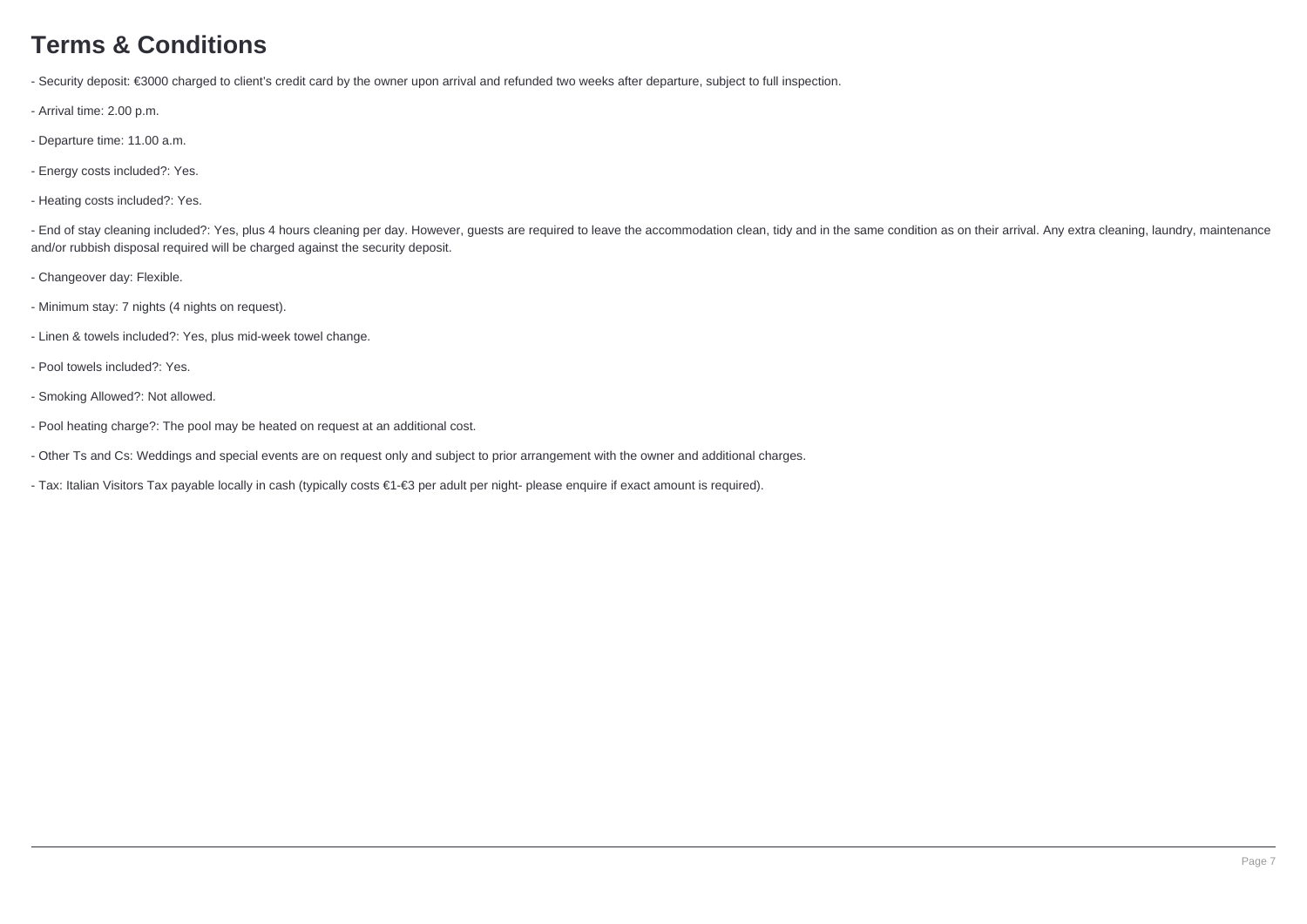# Terms & Conditions

- Security deposit: €3000 charged to client's credit card by the owner upon arrival and refunded two weeks after departure, subject to full inspection.

- Arrival time: 2.00 p.m.

- Departure time: 11.00 a.m.

- Energy costs included?: Yes.

- Heating costs included?: Yes.

- End of stay cleaning included?: Yes, plus 4 hours cleaning per day. However, guests are required to leave the accommodation clean, tidy and in the same condition as on their arrival. Any extra cleaning, laundry, maintenance and/or rubbish disposal required will be charged against the security deposit.

- Changeover day: Flexible.

- Minimum stay: 7 nights (4 nights on request).

- Linen & towels included?: Yes, plus mid-week towel change.

- Pool towels included?: Yes.

- Smoking Allowed?: Not allowed.

- Pool heating charge?: The pool may be heated on request at an additional cost.

- Other Ts and Cs: Weddings and special events are on request only and subject to prior arrangement with the owner and additional charges.

- Tax: Italian Visitors Tax payable locally in cash (typically costs €1-€3 per adult per night- please enquire if exact amount is required).